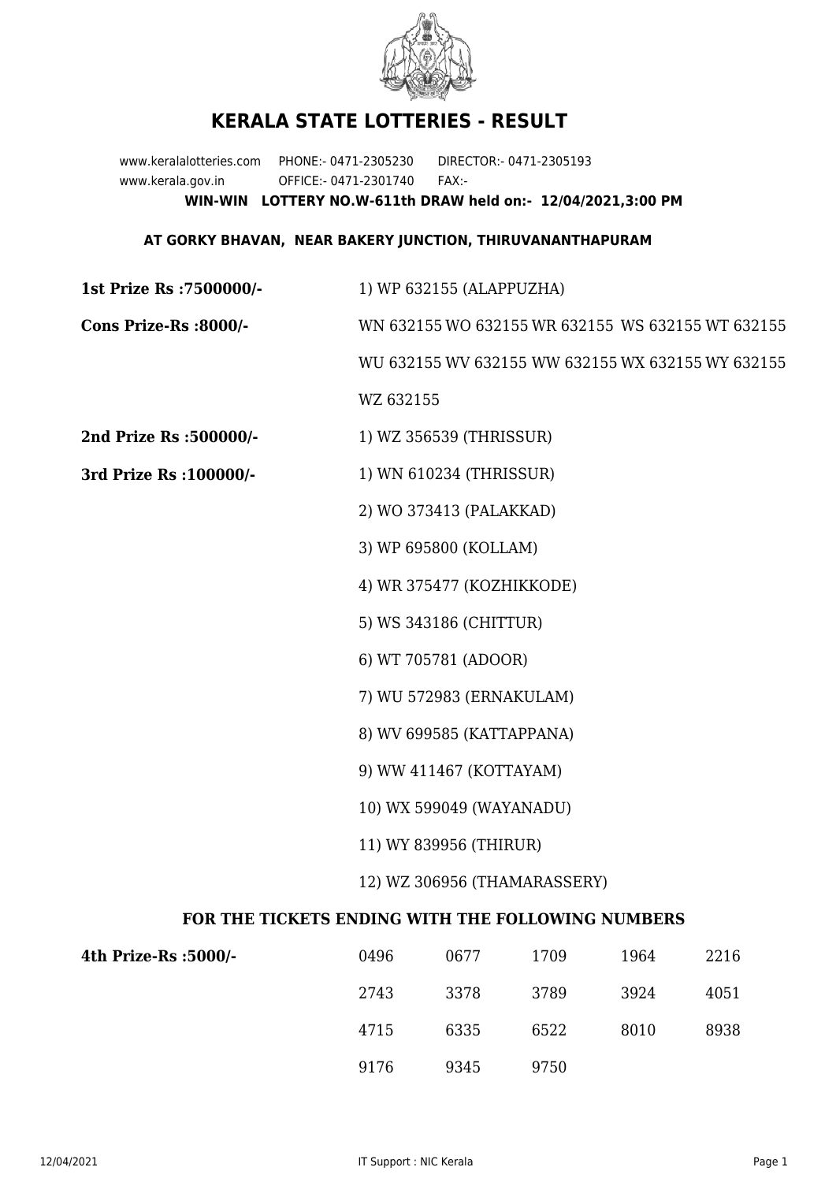# KERALA STATE LOTTERIES - RESULT

www.keralalotteries.com PHONE:- 0471-2305230 DIRECTOR:- 0471-2305193
www.kerala.gov.in OFFICE:- 0471-2301740 FAX:-

**WIN-WIN LOTTERY NO.W-611th DRAW held on:- 12/04/2021,3:00 PM**

**AT GORKY BHAVAN, NEAR BAKERY JUNCTION, THIRUVANANTHAPURAM**

**1st Prize Rs :7500000/-** 1) WP 632155 (ALAPPUZHA)

**Cons Prize-Rs :8000/-** WN 632155 WO 632155 WR 632155 WS 632155 WT 632155 WU 632155 WV 632155 WW 632155 WX 632155 WY 632155 WZ 632155

**2nd Prize Rs :500000/-** 1) WZ 356539 (THRISSUR)

**3rd Prize Rs :100000/-**

1) WN 610234 (THRISSUR)
2) WO 373413 (PALAKKAD)
3) WP 695800 (KOLLAM)
4) WR 375477 (KOZHIKKODE)
5) WS 343186 (CHITTUR)
6) WT 705781 (ADOOR)
7) WU 572983 (ERNAKULAM)
8) WV 699585 (KATTAPPANA)
9) WW 411467 (KOTTAYAM)
10) WX 599049 (WAYANADU)
11) WY 839956 (THIRUR)
12) WZ 306956 (THAMARASSERY)

## FOR THE TICKETS ENDING WITH THE FOLLOWING NUMBERS

**4th Prize-Rs :5000/-**

| | | | | |
|---|---|---|---|---|
| 0496 | 0677 | 1709 | 1964 | 2216 |
| 2743 | 3378 | 3789 | 3924 | 4051 |
| 4715 | 6335 | 6522 | 8010 | 8938 |
| 9176 | 9345 | 9750 | | |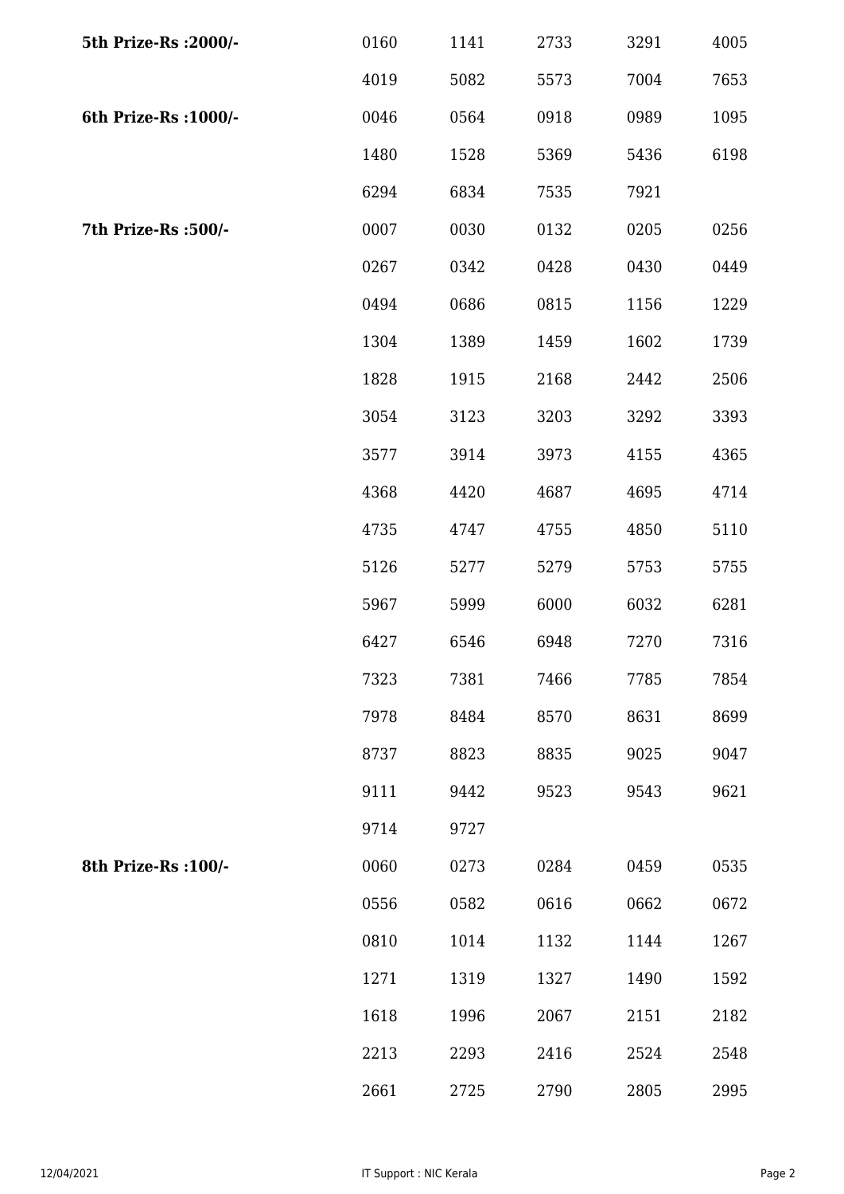| | | | | | |
|---|---|---|---|---|---|
| **5th Prize-Rs :2000/-** | 0160 | 1141 | 2733 | 3291 | 4005 |
| | 4019 | 5082 | 5573 | 7004 | 7653 |
| **6th Prize-Rs :1000/-** | 0046 | 0564 | 0918 | 0989 | 1095 |
| | 1480 | 1528 | 5369 | 5436 | 6198 |
| | 6294 | 6834 | 7535 | 7921 | |
| **7th Prize-Rs :500/-** | 0007 | 0030 | 0132 | 0205 | 0256 |
| | 0267 | 0342 | 0428 | 0430 | 0449 |
| | 0494 | 0686 | 0815 | 1156 | 1229 |
| | 1304 | 1389 | 1459 | 1602 | 1739 |
| | 1828 | 1915 | 2168 | 2442 | 2506 |
| | 3054 | 3123 | 3203 | 3292 | 3393 |
| | 3577 | 3914 | 3973 | 4155 | 4365 |
| | 4368 | 4420 | 4687 | 4695 | 4714 |
| | 4735 | 4747 | 4755 | 4850 | 5110 |
| | 5126 | 5277 | 5279 | 5753 | 5755 |
| | 5967 | 5999 | 6000 | 6032 | 6281 |
| | 6427 | 6546 | 6948 | 7270 | 7316 |
| | 7323 | 7381 | 7466 | 7785 | 7854 |
| | 7978 | 8484 | 8570 | 8631 | 8699 |
| | 8737 | 8823 | 8835 | 9025 | 9047 |
| | 9111 | 9442 | 9523 | 9543 | 9621 |
| | 9714 | 9727 | | | |
| **8th Prize-Rs :100/-** | 0060 | 0273 | 0284 | 0459 | 0535 |
| | 0556 | 0582 | 0616 | 0662 | 0672 |
| | 0810 | 1014 | 1132 | 1144 | 1267 |
| | 1271 | 1319 | 1327 | 1490 | 1592 |
| | 1618 | 1996 | 2067 | 2151 | 2182 |
| | 2213 | 2293 | 2416 | 2524 | 2548 |
| | 2661 | 2725 | 2790 | 2805 | 2995 |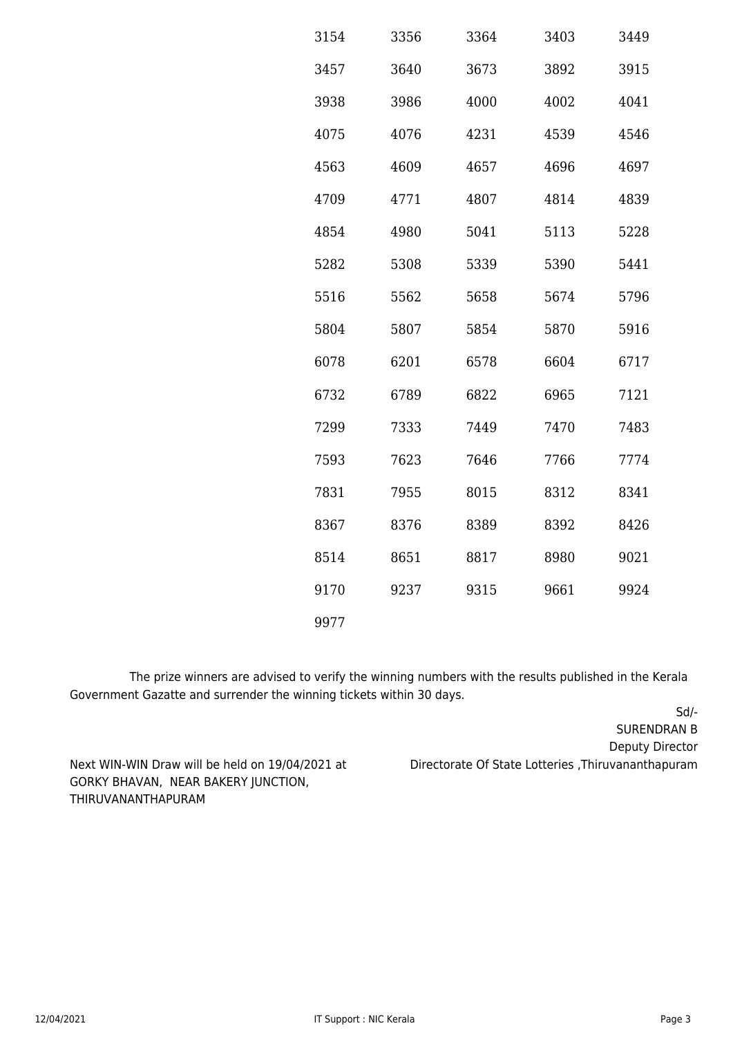| | | | | |
|---|---|---|---|---|
| 3154 | 3356 | 3364 | 3403 | 3449 |
| 3457 | 3640 | 3673 | 3892 | 3915 |
| 3938 | 3986 | 4000 | 4002 | 4041 |
| 4075 | 4076 | 4231 | 4539 | 4546 |
| 4563 | 4609 | 4657 | 4696 | 4697 |
| 4709 | 4771 | 4807 | 4814 | 4839 |
| 4854 | 4980 | 5041 | 5113 | 5228 |
| 5282 | 5308 | 5339 | 5390 | 5441 |
| 5516 | 5562 | 5658 | 5674 | 5796 |
| 5804 | 5807 | 5854 | 5870 | 5916 |
| 6078 | 6201 | 6578 | 6604 | 6717 |
| 6732 | 6789 | 6822 | 6965 | 7121 |
| 7299 | 7333 | 7449 | 7470 | 7483 |
| 7593 | 7623 | 7646 | 7766 | 7774 |
| 7831 | 7955 | 8015 | 8312 | 8341 |
| 8367 | 8376 | 8389 | 8392 | 8426 |
| 8514 | 8651 | 8817 | 8980 | 9021 |
| 9170 | 9237 | 9315 | 9661 | 9924 |
| 9977 | | | | |

The prize winners are advised to verify the winning numbers with the results published in the Kerala Government Gazatte and surrender the winning tickets within 30 days.

Sd/-
SURENDRAN B
Deputy Director
Directorate Of State Lotteries ,Thiruvananthapuram

Next WIN-WIN Draw will be held on 19/04/2021 at GORKY BHAVAN, NEAR BAKERY JUNCTION, THIRUVANANTHAPURAM

12/04/2021

IT Support : NIC Kerala